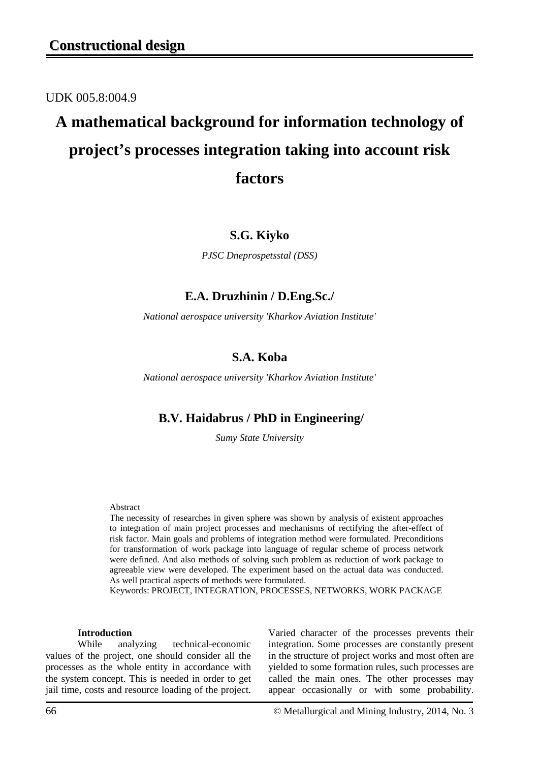UDK 005.8:004.9

# A mathematical background for information technology of project's processes integration taking into account risk factors

**S.G. Kiyko**

*PJSC Dneprospetsstal (DSS)*

**E.A. Druzhinin / D.Eng.Sc./**

*National aerospace university 'Kharkov Aviation Institute'*

**S.A. Koba**

*National aerospace university 'Kharkov Aviation Institute'*

**B.V. Haidabrus / PhD in Engineering/**

*Sumy State University*

Abstract

The necessity of researches in given sphere was shown by analysis of existent approaches to integration of main project processes and mechanisms of rectifying the after-effect of risk factor. Main goals and problems of integration method were formulated. Preconditions for transformation of work package into language of regular scheme of process network were defined. And also methods of solving such problem as reduction of work package to agreeable view were developed. The experiment based on the actual data was conducted. As well practical aspects of methods were formulated.

Keywords: PROJECT, INTEGRATION, PROCESSES, NETWORKS, WORK PACKAGE

## Introduction

While analyzing technical-economic values of the project, one should consider all the processes as the whole entity in accordance with the system concept. This is needed in order to get jail time, costs and resource loading of the project. Varied character of the processes prevents their integration. Some processes are constantly present in the structure of project works and most often are yielded to some formation rules, such processes are called the main ones. The other processes may appear occasionally or with some probability.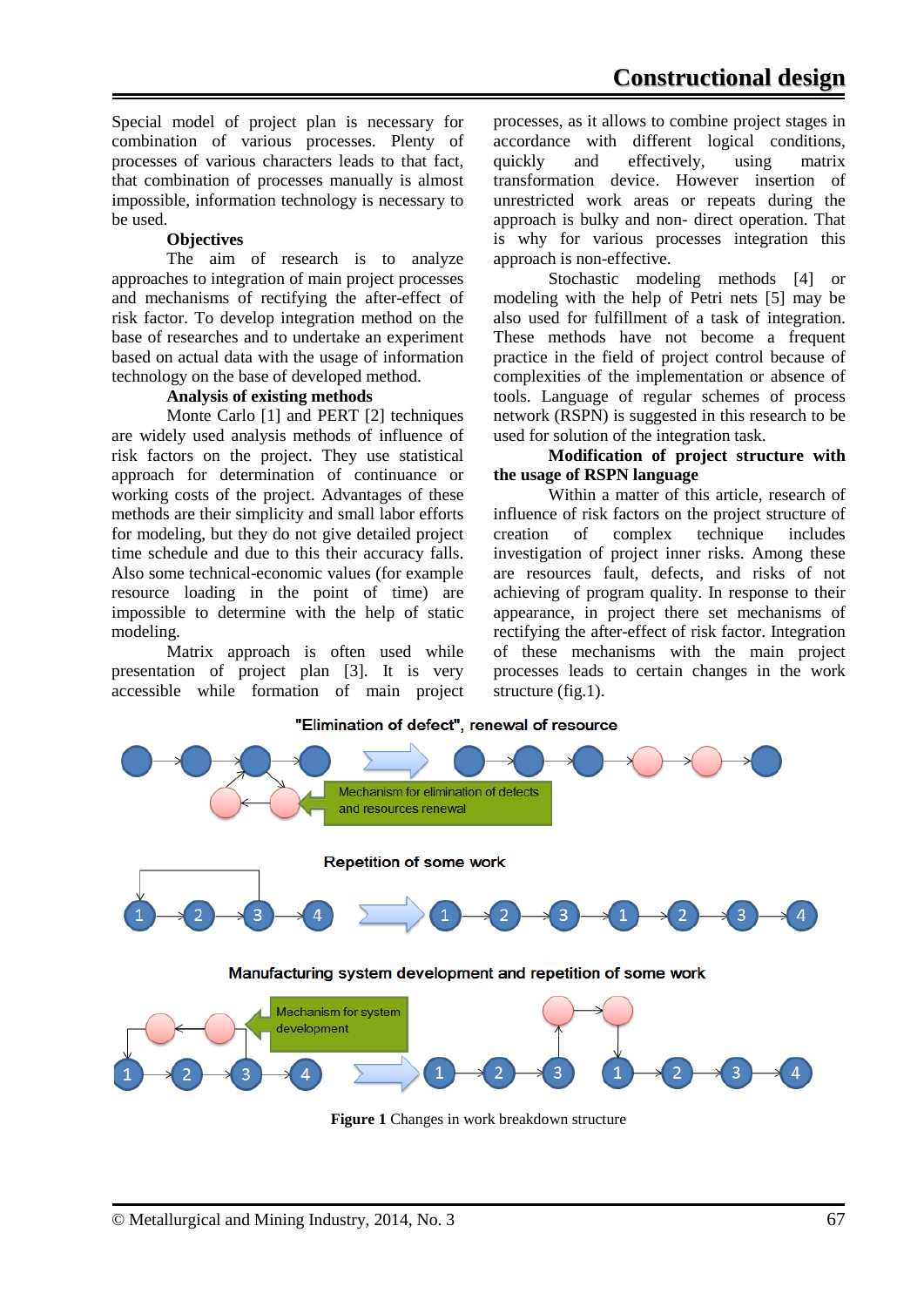Special model of project plan is necessary for combination of various processes. Plenty of processes of various characters leads to that fact, that combination of processes manually is almost impossible, information technology is necessary to be used.

**Objectives**

The aim of research is to analyze approaches to integration of main project processes and mechanisms of rectifying the after-effect of risk factor. To develop integration method on the base of researches and to undertake an experiment based on actual data with the usage of information technology on the base of developed method.

**Analysis of existing methods**

Monte Carlo [1] and PERT [2] techniques are widely used analysis methods of influence of risk factors on the project. They use statistical approach for determination of continuance or working costs of the project. Advantages of these methods are their simplicity and small labor efforts for modeling, but they do not give detailed project time schedule and due to this their accuracy falls. Also some technical-economic values (for example resource loading in the point of time) are impossible to determine with the help of static modeling.

Matrix approach is often used while presentation of project plan [3]. It is very accessible while formation of main project processes, as it allows to combine project stages in accordance with different logical conditions, quickly and effectively, using matrix transformation device. However insertion of unrestricted work areas or repeats during the approach is bulky and non- direct operation. That is why for various processes integration this approach is non-effective.

Stochastic modeling methods [4] or modeling with the help of Petri nets [5] may be also used for fulfillment of a task of integration. These methods have not become a frequent practice in the field of project control because of complexities of the implementation or absence of tools. Language of regular schemes of process network (RSPN) is suggested in this research to be used for solution of the integration task.

**Modification of project structure with the usage of RSPN language**

Within a matter of this article, research of influence of risk factors on the project structure of creation of complex technique includes investigation of project inner risks. Among these are resources fault, defects, and risks of not achieving of program quality. In response to their appearance, in project there set mechanisms of rectifying the after-effect of risk factor. Integration of these mechanisms with the main project processes leads to certain changes in the work structure (fig.1).

"Elimination of defect", renewal of resource

Mechanism for elimination of defects and resources renewal

Repetition of some work

Manufacturing system development and repetition of some work

Mechanism for system development

**Figure 1** Changes in work breakdown structure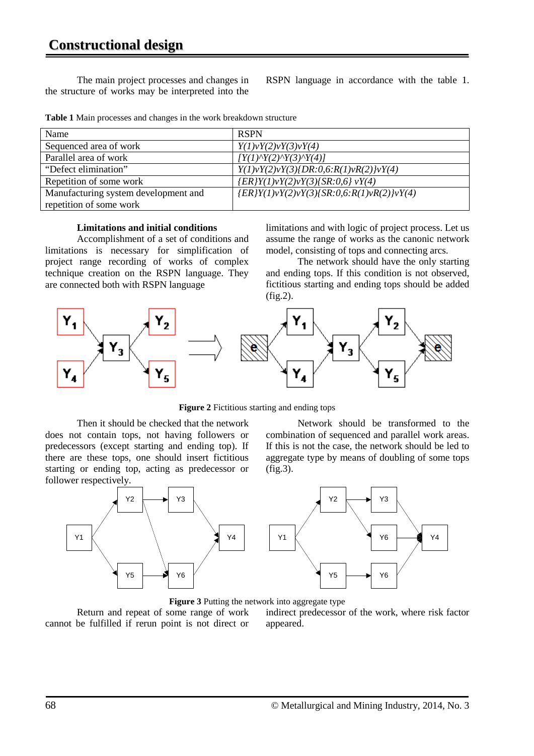The main project processes and changes in the structure of works may be interpreted into the RSPN language in accordance with the table 1.

**Table 1** Main processes and changes in the work breakdown structure

| Name | RSPN |
|---|---|
| Sequenced area of work | *Y(1)vY(2)vY(3)vY(4)* |
| Parallel area of work | *[Y(1)^Y(2)^Y(3)^Y(4)]* |
| "Defect elimination" | *Y(1)vY(2)vY(3){DR:0,6:R(1)vR(2)}vY(4)* |
| Repetition of some work | *{ER}Y(1)vY(2)vY(3){SR:0,6} vY(4)* |
| Manufacturing system development and repetition of some work | *{ER}Y(1)vY(2)vY(3){SR:0,6:R(1)vR(2)}vY(4)* |

**Limitations and initial conditions**

Accomplishment of a set of conditions and limitations is necessary for simplification of project range recording of works of complex technique creation on the RSPN language. They are connected both with RSPN language limitations and with logic of project process. Let us assume the range of works as the canonic network model, consisting of tops and connecting arcs.

The network should have the only starting and ending tops. If this condition is not observed, fictitious starting and ending tops should be added (fig.2).

**Figure 2** Fictitious starting and ending tops

Then it should be checked that the network does not contain tops, not having followers or predecessors (except starting and ending top). If there are these tops, one should insert fictitious starting or ending top, acting as predecessor or follower respectively.

Network should be transformed to the combination of sequenced and parallel work areas. If this is not the case, the network should be led to aggregate type by means of doubling of some tops (fig.3).

**Figure 3** Putting the network into aggregate type

Return and repeat of some range of work cannot be fulfilled if rerun point is not direct or indirect predecessor of the work, where risk factor appeared.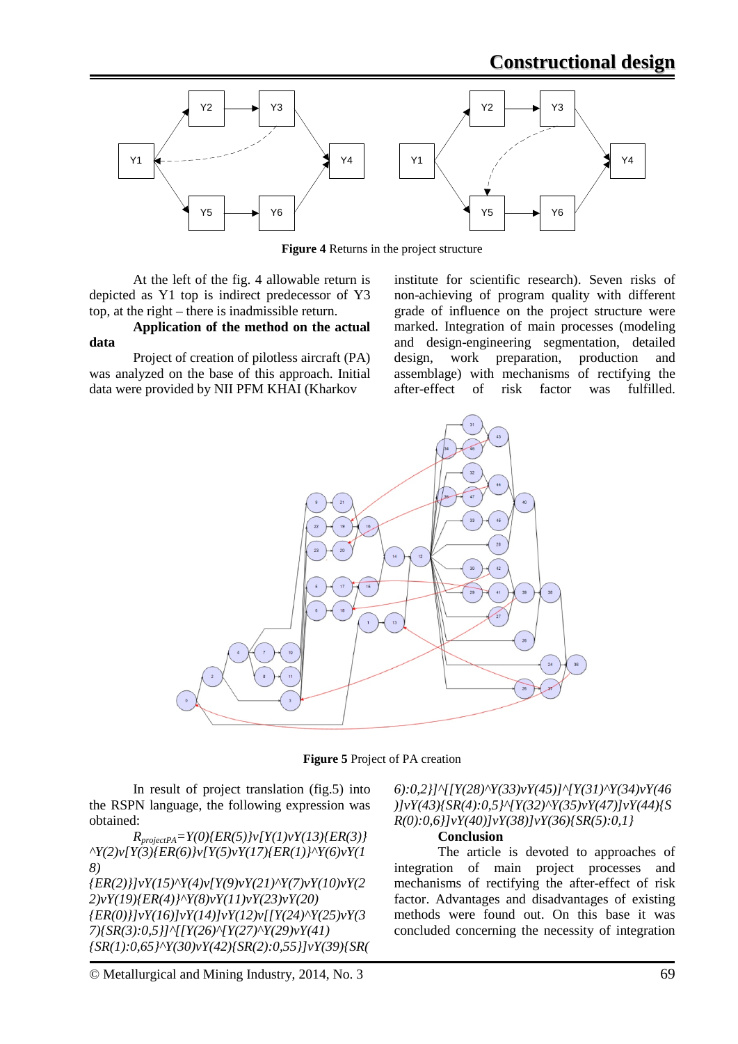**Figure 4** Returns in the project structure

At the left of the fig. 4 allowable return is depicted as Y1 top is indirect predecessor of Y3 top, at the right – there is inadmissible return.

**Application of the method on the actual data**

Project of creation of pilotless aircraft (PA) was analyzed on the base of this approach. Initial data were provided by NII PFM KHAI (Kharkov institute for scientific research). Seven risks of non-achieving of program quality with different grade of influence on the project structure were marked. Integration of main processes (modeling and design-engineering segmentation, detailed design, work preparation, production and assemblage) with mechanisms of rectifying the after-effect of risk factor was fulfilled.

**Figure 5** Project of PA creation

In result of project translation (fig.5) into the RSPN language, the following expression was obtained:

$R_{projectPA}$=*Y(0){ER(5)}v[Y(1)vY(13){ER(3)}^Y(2)v[Y(3){ER(6)}v[Y(5)vY(17){ER(1)}^Y(6)vY(18){ER(2)}]vY(15)^Y(4)v[Y(9)vY(21)^Y(7)vY(10)vY(22)vY(19){ER(4)}^Y(8)vY(11)vY(23)vY(20){ER(0)}]vY(16)]vY(14)]vY(12)v[[Y(24)^Y(25)vY(37){SR(3):0,5}]^[[Y(26)^[Y(27)^Y(29)vY(41){SR(1):0,65}^Y(30)vY(42){SR(2):0,55}]vY(39){SR(6):0,2}]^[[Y(28)^Y(33)vY(45)]^[Y(31)^Y(34)vY(46)]vY(43){SR(4):0,5}^[Y(32)^Y(35)vY(47)]vY(44){SR(0):0,6}]vY(40)]vY(38)]vY(36){SR(5):0,1}*

**Conclusion**

The article is devoted to approaches of integration of main project processes and mechanisms of rectifying the after-effect of risk factor. Advantages and disadvantages of existing methods were found out. On this base it was concluded concerning the necessity of integration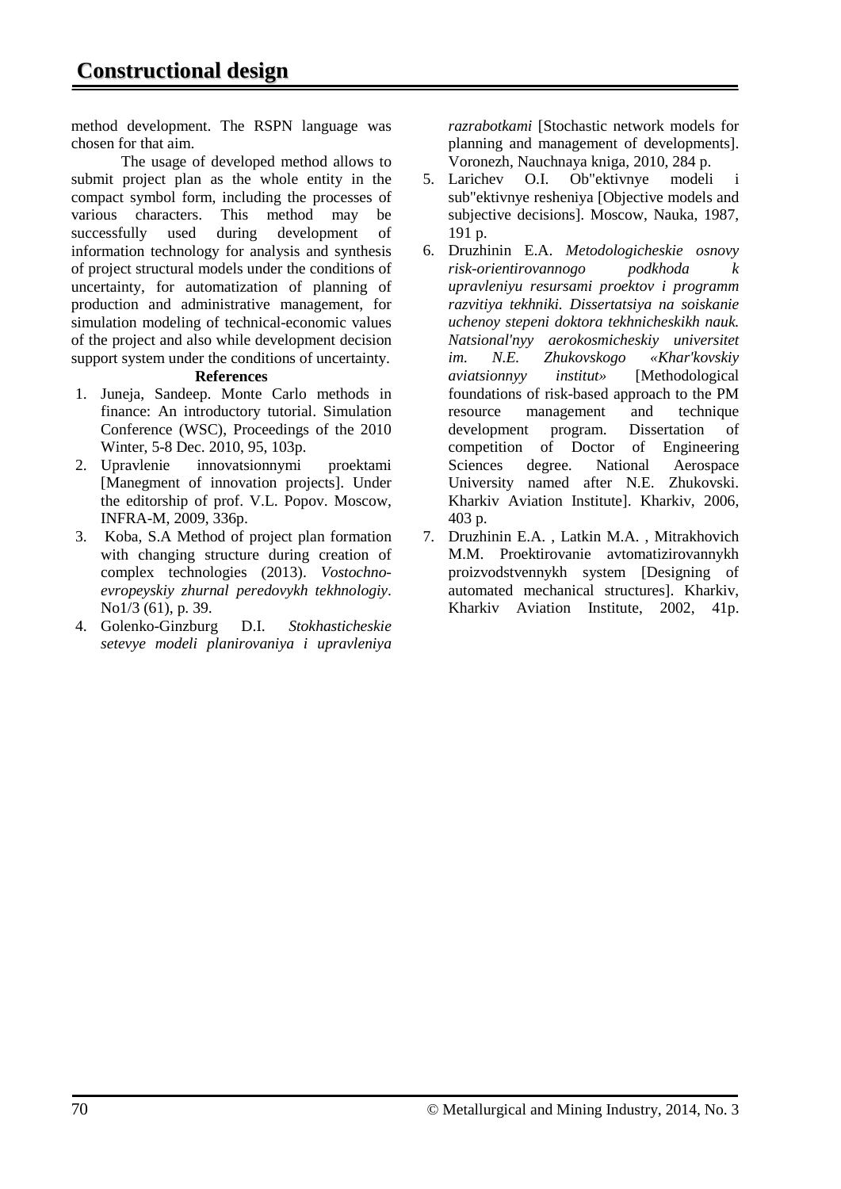method development. The RSPN language was chosen for that aim.

The usage of developed method allows to submit project plan as the whole entity in the compact symbol form, including the processes of various characters. This method may be successfully used during development of information technology for analysis and synthesis of project structural models under the conditions of uncertainty, for automatization of planning of production and administrative management, for simulation modeling of technical-economic values of the project and also while development decision support system under the conditions of uncertainty.

**References**

1. Juneja, Sandeep. Monte Carlo methods in finance: An introductory tutorial. Simulation Conference (WSC), Proceedings of the 2010 Winter, 5-8 Dec. 2010, 95, 103p.
2. Upravlenie innovatsionnymi proektami [Manegment of innovation projects]. Under the editorship of prof. V.L. Popov. Moscow, INFRA-M, 2009, 336p.
3. Koba, S.A Method of project plan formation with changing structure during creation of complex technologies (2013). *Vostochno-evropeyskiy zhurnal peredovykh tekhnologiy*. No1/3 (61), p. 39.
4. Golenko-Ginzburg D.I. *Stokhasticheskie setevye modeli planirovaniya i upravleniya razrabotkami* [Stochastic network models for planning and management of developments]. Voronezh, Nauchnaya kniga, 2010, 284 p.
5. Larichev O.I. Ob"ektivnye modeli i sub"ektivnye resheniya [Objective models and subjective decisions]. Moscow, Nauka, 1987, 191 p.
6. Druzhinin E.A. *Metodologicheskie osnovy risk-orientirovannogo podkhoda k upravleniyu resursami proektov i programm razvitiya tekhniki. Dissertatsiya na soiskanie uchenoy stepeni doktora tekhnicheskikh nauk. Natsional'nyy aerokosmicheskiy universitet im. N.E. Zhukovskogo «Khar'kovskiy aviatsionnyy institut»* [Methodological foundations of risk-based approach to the PM resource management and technique development program. Dissertation of competition of Doctor of Engineering Sciences degree. National Aerospace University named after N.E. Zhukovski. Kharkiv Aviation Institute]. Kharkiv, 2006, 403 p.
7. Druzhinin E.A. , Latkin M.A. , Mitrakhovich M.M. Proektirovanie avtomatizirovannykh proizvodstvennykh system [Designing of automated mechanical structures]. Kharkiv, Kharkiv Aviation Institute, 2002, 41p.